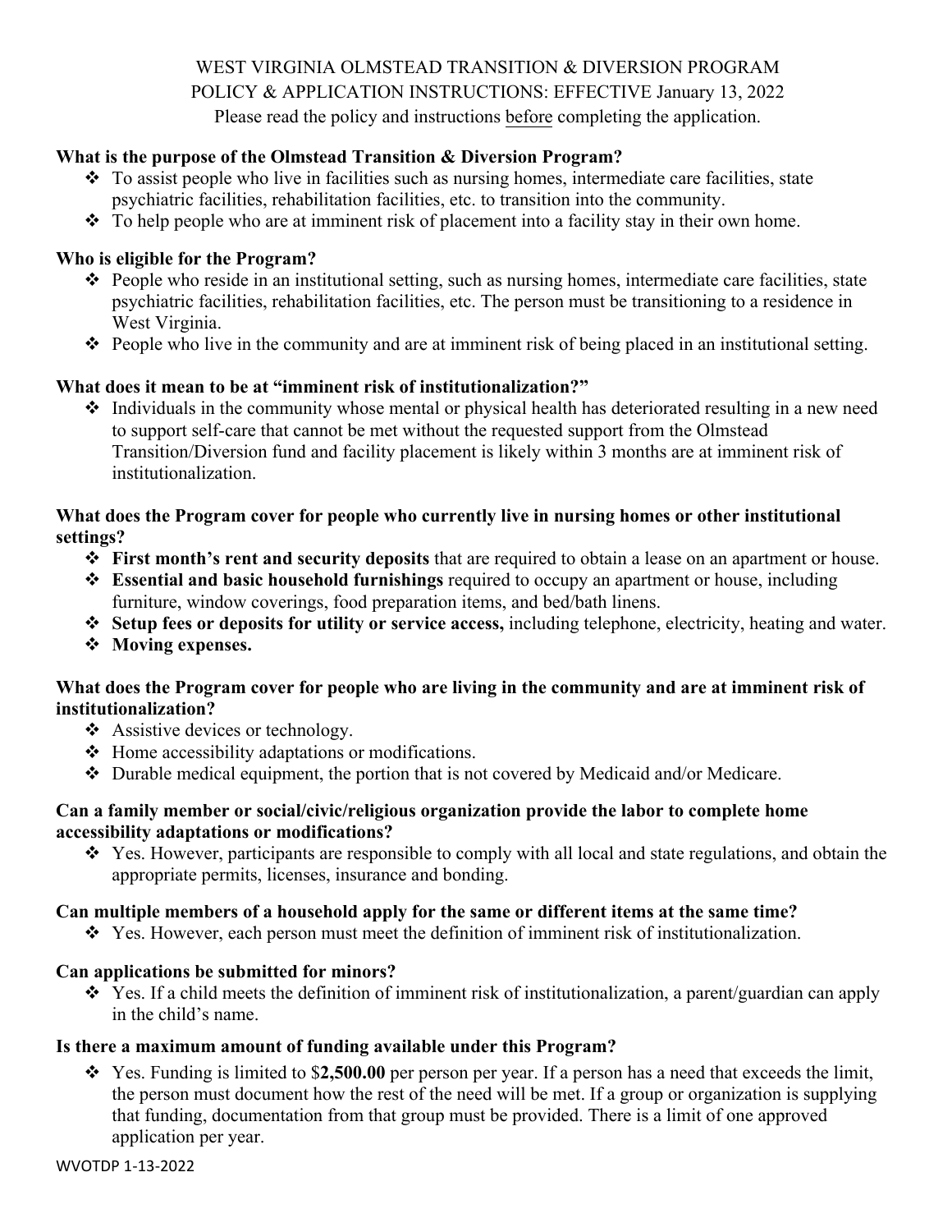# WEST VIRGINIA OLMSTEAD TRANSITION & DIVERSION PROGRAM

## POLICY & APPLICATION INSTRUCTIONS: EFFECTIVE January 13, 2022

Please read the policy and instructions before completing the application.

**What is the purpose of the Olmstead Transition & Diversion Program?**

- To assist people who live in facilities such as nursing homes, intermediate care facilities, state psychiatric facilities, rehabilitation facilities, etc. to transition into the community.
- To help people who are at imminent risk of placement into a facility stay in their own home.

**Who is eligible for the Program?**

- People who reside in an institutional setting, such as nursing homes, intermediate care facilities, state psychiatric facilities, rehabilitation facilities, etc. The person must be transitioning to a residence in West Virginia.
- People who live in the community and are at imminent risk of being placed in an institutional setting.

**What does it mean to be at "imminent risk of institutionalization?"**

- Individuals in the community whose mental or physical health has deteriorated resulting in a new need to support self-care that cannot be met without the requested support from the Olmstead Transition/Diversion fund and facility placement is likely within 3 months are at imminent risk of institutionalization.

**What does the Program cover for people who currently live in nursing homes or other institutional settings?**

- **First month's rent and security deposits** that are required to obtain a lease on an apartment or house.
- **Essential and basic household furnishings** required to occupy an apartment or house, including furniture, window coverings, food preparation items, and bed/bath linens.
- **Setup fees or deposits for utility or service access,** including telephone, electricity, heating and water.
- **Moving expenses.**

**What does the Program cover for people who are living in the community and are at imminent risk of institutionalization?**

- Assistive devices or technology.
- Home accessibility adaptations or modifications.
- Durable medical equipment, the portion that is not covered by Medicaid and/or Medicare.

**Can a family member or social/civic/religious organization provide the labor to complete home accessibility adaptations or modifications?**

- Yes. However, participants are responsible to comply with all local and state regulations, and obtain the appropriate permits, licenses, insurance and bonding.

**Can multiple members of a household apply for the same or different items at the same time?**

- Yes. However, each person must meet the definition of imminent risk of institutionalization.

**Can applications be submitted for minors?**

- Yes. If a child meets the definition of imminent risk of institutionalization, a parent/guardian can apply in the child's name.

**Is there a maximum amount of funding available under this Program?**

- Yes. Funding is limited to $**2,500.00** per person per year. If a person has a need that exceeds the limit, the person must document how the rest of the need will be met. If a group or organization is supplying that funding, documentation from that group must be provided. There is a limit of one approved application per year.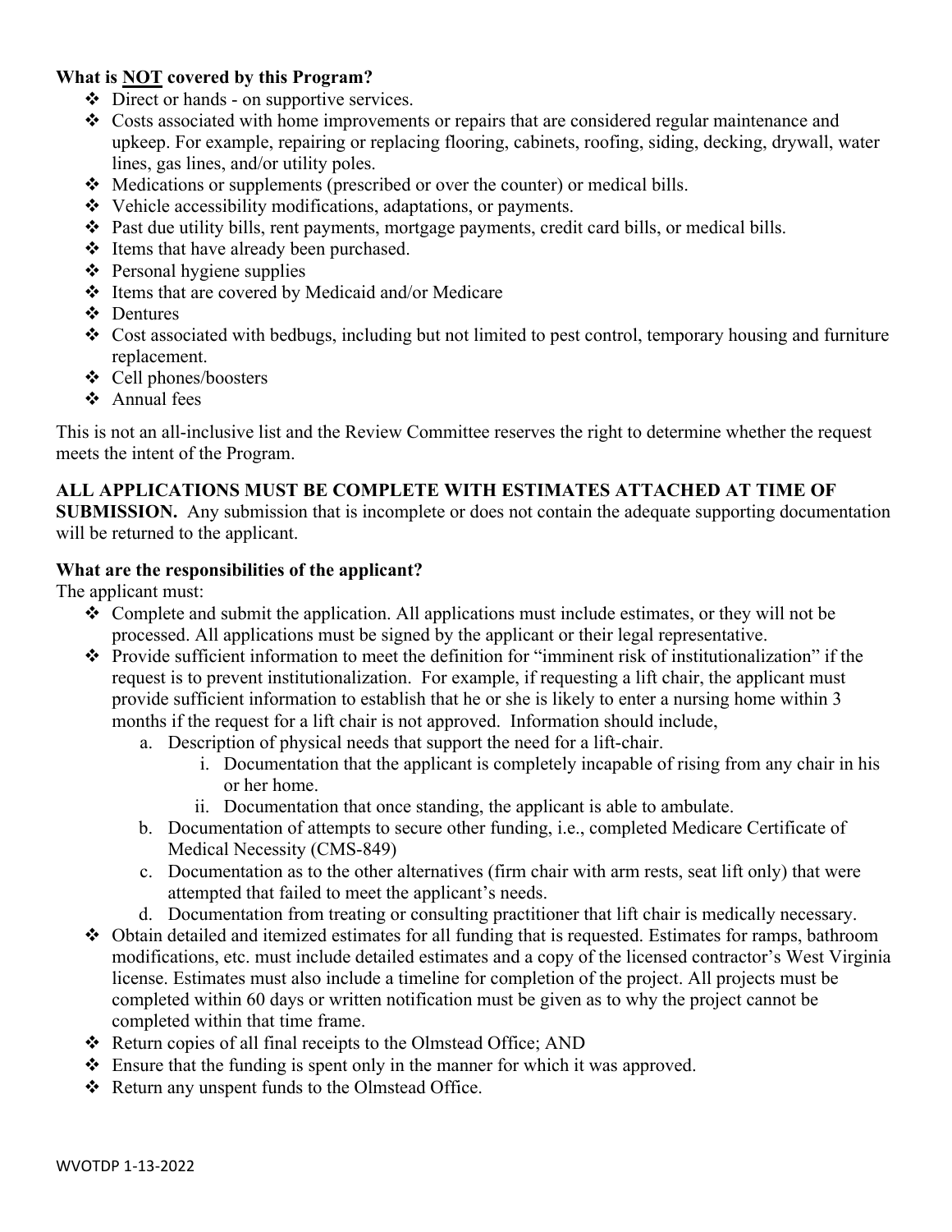**What is <u>NOT</u> covered by this Program?**

- Direct or hands - on supportive services.
- Costs associated with home improvements or repairs that are considered regular maintenance and upkeep. For example, repairing or replacing flooring, cabinets, roofing, siding, decking, drywall, water lines, gas lines, and/or utility poles.
- Medications or supplements (prescribed or over the counter) or medical bills.
- Vehicle accessibility modifications, adaptations, or payments.
- Past due utility bills, rent payments, mortgage payments, credit card bills, or medical bills.
- Items that have already been purchased.
- Personal hygiene supplies
- Items that are covered by Medicaid and/or Medicare
- Dentures
- Cost associated with bedbugs, including but not limited to pest control, temporary housing and furniture replacement.
- Cell phones/boosters
- Annual fees

This is not an all-inclusive list and the Review Committee reserves the right to determine whether the request meets the intent of the Program.

**ALL APPLICATIONS MUST BE COMPLETE WITH ESTIMATES ATTACHED AT TIME OF SUBMISSION.** Any submission that is incomplete or does not contain the adequate supporting documentation will be returned to the applicant.

**What are the responsibilities of the applicant?**

The applicant must:

- Complete and submit the application. All applications must include estimates, or they will not be processed. All applications must be signed by the applicant or their legal representative.
- Provide sufficient information to meet the definition for "imminent risk of institutionalization" if the request is to prevent institutionalization. For example, if requesting a lift chair, the applicant must provide sufficient information to establish that he or she is likely to enter a nursing home within 3 months if the request for a lift chair is not approved. Information should include,
    a. Description of physical needs that support the need for a lift-chair.
        i. Documentation that the applicant is completely incapable of rising from any chair in his or her home.
        ii. Documentation that once standing, the applicant is able to ambulate.
    b. Documentation of attempts to secure other funding, i.e., completed Medicare Certificate of Medical Necessity (CMS-849)
    c. Documentation as to the other alternatives (firm chair with arm rests, seat lift only) that were attempted that failed to meet the applicant's needs.
    d. Documentation from treating or consulting practitioner that lift chair is medically necessary.
- Obtain detailed and itemized estimates for all funding that is requested. Estimates for ramps, bathroom modifications, etc. must include detailed estimates and a copy of the licensed contractor's West Virginia license. Estimates must also include a timeline for completion of the project. All projects must be completed within 60 days or written notification must be given as to why the project cannot be completed within that time frame.
- Return copies of all final receipts to the Olmstead Office; AND
- Ensure that the funding is spent only in the manner for which it was approved.
- Return any unspent funds to the Olmstead Office.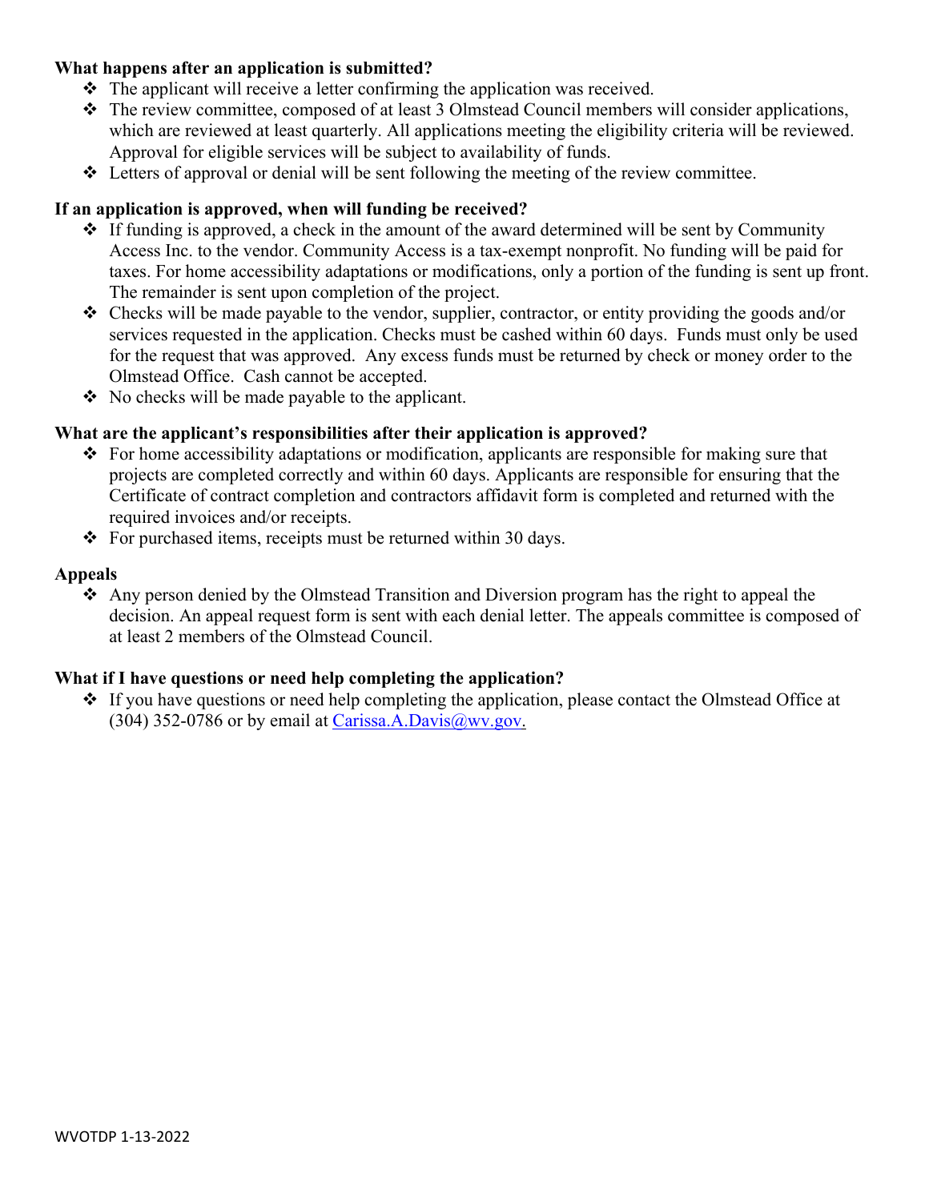**What happens after an application is submitted?**

- The applicant will receive a letter confirming the application was received.
- The review committee, composed of at least 3 Olmstead Council members will consider applications, which are reviewed at least quarterly. All applications meeting the eligibility criteria will be reviewed. Approval for eligible services will be subject to availability of funds.
- Letters of approval or denial will be sent following the meeting of the review committee.

**If an application is approved, when will funding be received?**

- If funding is approved, a check in the amount of the award determined will be sent by Community Access Inc. to the vendor. Community Access is a tax-exempt nonprofit. No funding will be paid for taxes. For home accessibility adaptations or modifications, only a portion of the funding is sent up front. The remainder is sent upon completion of the project.
- Checks will be made payable to the vendor, supplier, contractor, or entity providing the goods and/or services requested in the application. Checks must be cashed within 60 days. Funds must only be used for the request that was approved. Any excess funds must be returned by check or money order to the Olmstead Office. Cash cannot be accepted.
- No checks will be made payable to the applicant.

**What are the applicant's responsibilities after their application is approved?**

- For home accessibility adaptations or modification, applicants are responsible for making sure that projects are completed correctly and within 60 days. Applicants are responsible for ensuring that the Certificate of contract completion and contractors affidavit form is completed and returned with the required invoices and/or receipts.
- For purchased items, receipts must be returned within 30 days.

**Appeals**

- Any person denied by the Olmstead Transition and Diversion program has the right to appeal the decision. An appeal request form is sent with each denial letter. The appeals committee is composed of at least 2 members of the Olmstead Council.

**What if I have questions or need help completing the application?**

- If you have questions or need help completing the application, please contact the Olmstead Office at (304) 352-0786 or by email at Carissa.A.Davis@wv.gov.

WVOTDP 1-13-2022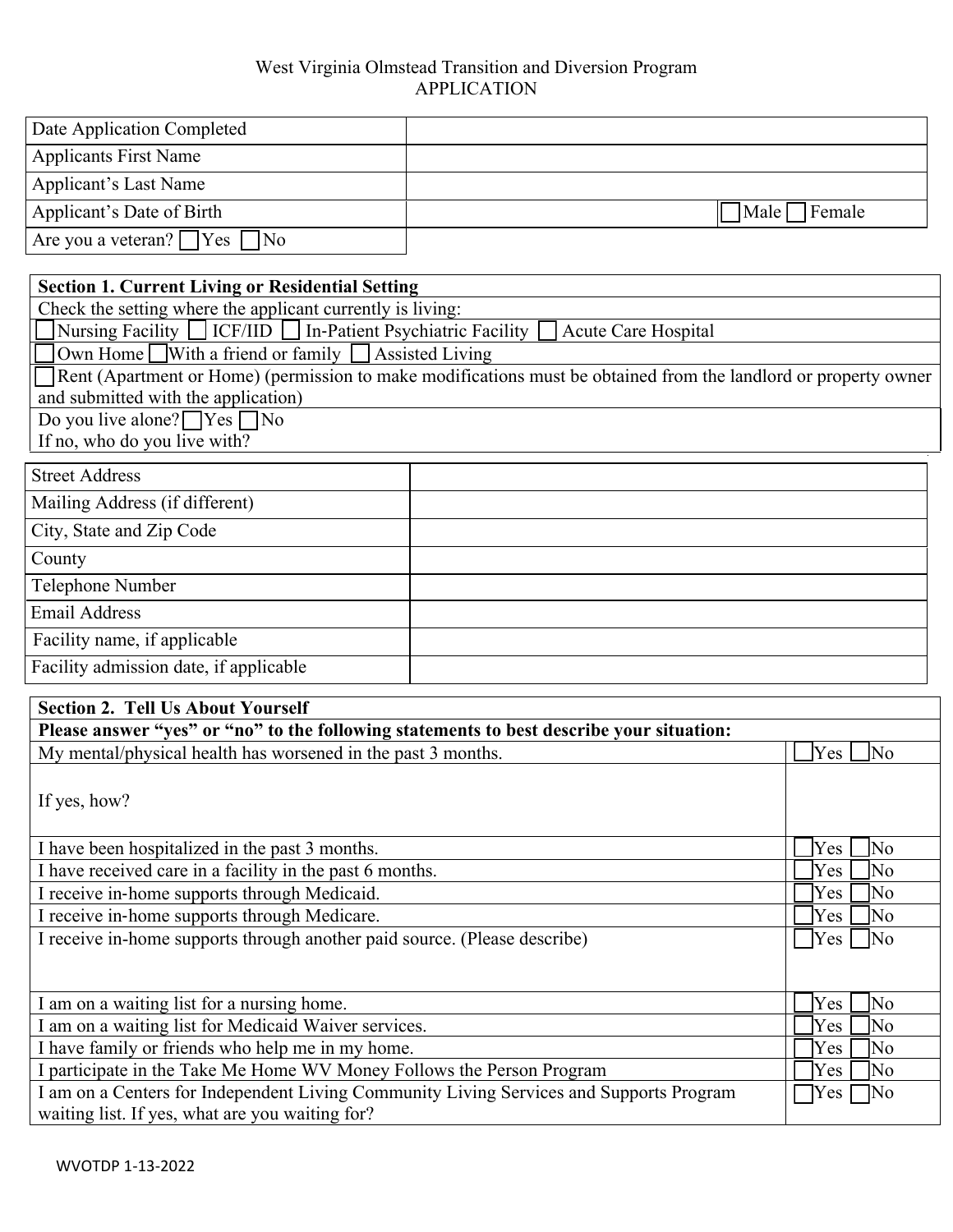West Virginia Olmstead Transition and Diversion Program
APPLICATION

| | |
|---|---|
| Date Application Completed | |
| Applicants First Name | |
| Applicant's Last Name | |
| Applicant's Date of Birth | ☐ Male ☐ Female |
| Are you a veteran? ☐ Yes ☐ No | |

| **Section 1. Current Living or Residential Setting** |
|---|
| Check the setting where the applicant currently is living: |
| ☐ Nursing Facility ☐ ICF/IID ☐ In-Patient Psychiatric Facility ☐ Acute Care Hospital |
| ☐ Own Home ☐ With a friend or family ☐ Assisted Living |
| ☐ Rent (Apartment or Home) (permission to make modifications must be obtained from the landlord or property owner and submitted with the application) |
| Do you live alone? ☐ Yes ☐ No<br>If no, who do you live with? |

| | |
|---|---|
| Street Address | |
| Mailing Address (if different) | |
| City, State and Zip Code | |
| County | |
| Telephone Number | |
| Email Address | |
| Facility name, if applicable | |
| Facility admission date, if applicable | |

| **Section 2. Tell Us About Yourself** | |
|---|---|
| **Please answer "yes" or "no" to the following statements to best describe your situation:** | |
| My mental/physical health has worsened in the past 3 months. | ☐ Yes ☐ No |
| If yes, how? | |
| I have been hospitalized in the past 3 months. | ☐ Yes ☐ No |
| I have received care in a facility in the past 6 months. | ☐ Yes ☐ No |
| I receive in-home supports through Medicaid. | ☐ Yes ☐ No |
| I receive in-home supports through Medicare. | ☐ Yes ☐ No |
| I receive in-home supports through another paid source. (Please describe) | ☐ Yes ☐ No |
| I am on a waiting list for a nursing home. | ☐ Yes ☐ No |
| I am on a waiting list for Medicaid Waiver services. | ☐ Yes ☐ No |
| I have family or friends who help me in my home. | ☐ Yes ☐ No |
| I participate in the Take Me Home WV Money Follows the Person Program | ☐ Yes ☐ No |
| I am on a Centers for Independent Living Community Living Services and Supports Program waiting list. If yes, what are you waiting for? | ☐ Yes ☐ No |

WVOTDP 1-13-2022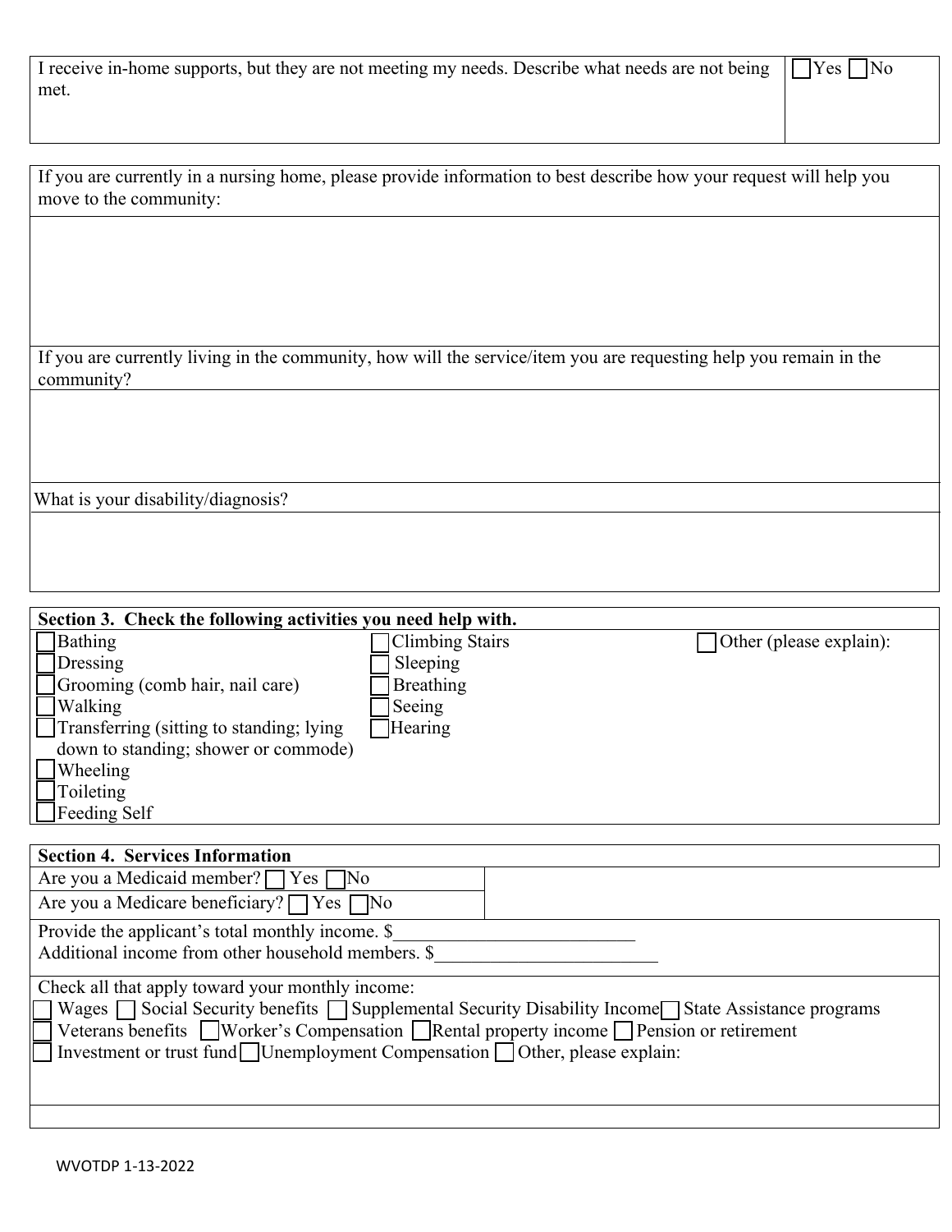| I receive in-home supports, but they are not meeting my needs. Describe what needs are not being met. | ☐ Yes ☐ No |
| --- | --- |

If you are currently in a nursing home, please provide information to best describe how your request will help you move to the community:

If you are currently living in the community, how will the service/item you are requesting help you remain in the community?

What is your disability/diagnosis?

**Section 3. Check the following activities you need help with.**

| | | |
| --- | --- | --- |
| ☐ Bathing | ☐ Climbing Stairs | ☐ Other (please explain): |
| ☐ Dressing | ☐ Sleeping | |
| ☐ Grooming (comb hair, nail care) | ☐ Breathing | |
| ☐ Walking | ☐ Seeing | |
| ☐ Transferring (sitting to standing; lying down to standing; shower or commode) | ☐ Hearing | |
| ☐ Wheeling | | |
| ☐ Toileting | | |
| ☐ Feeding Self | | |

**Section 4. Services Information**

Are you a Medicaid member? ☐ Yes ☐ No

Are you a Medicare beneficiary? ☐ Yes ☐ No

Provide the applicant's total monthly income. $_________________________

Additional income from other household members. $________________________

Check all that apply toward your monthly income:

☐ Wages ☐ Social Security benefits ☐ Supplemental Security Disability Income ☐ State Assistance programs
☐ Veterans benefits ☐ Worker's Compensation ☐ Rental property income ☐ Pension or retirement
☐ Investment or trust fund ☐ Unemployment Compensation ☐ Other, please explain:

WVOTDP 1-13-2022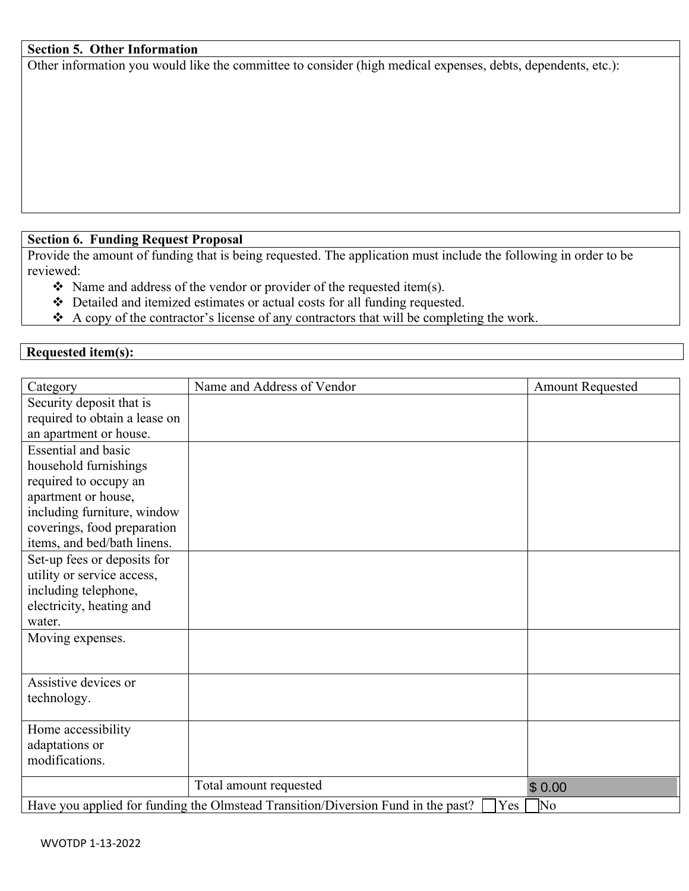## Section 5. Other Information

Other information you would like the committee to consider (high medical expenses, debts, dependents, etc.):

## Section 6. Funding Request Proposal

Provide the amount of funding that is being requested. The application must include the following in order to be reviewed:

- ❖ Name and address of the vendor or provider of the requested item(s).
- ❖ Detailed and itemized estimates or actual costs for all funding requested.
- ❖ A copy of the contractor's license of any contractors that will be completing the work.

**Requested item(s):**

| Category | Name and Address of Vendor | Amount Requested |
|---|---|---|
| Security deposit that is required to obtain a lease on an apartment or house. | | |
| Essential and basic household furnishings required to occupy an apartment or house, including furniture, window coverings, food preparation items, and bed/bath linens. | | |
| Set-up fees or deposits for utility or service access, including telephone, electricity, heating and water. | | |
| Moving expenses. | | |
| Assistive devices or technology. | | |
| Home accessibility adaptations or modifications. | | |
| | Total amount requested | $ 0.00 |

Have you applied for funding the Olmstead Transition/Diversion Fund in the past? ☐ Yes ☐ No

WVOTDP 1-13-2022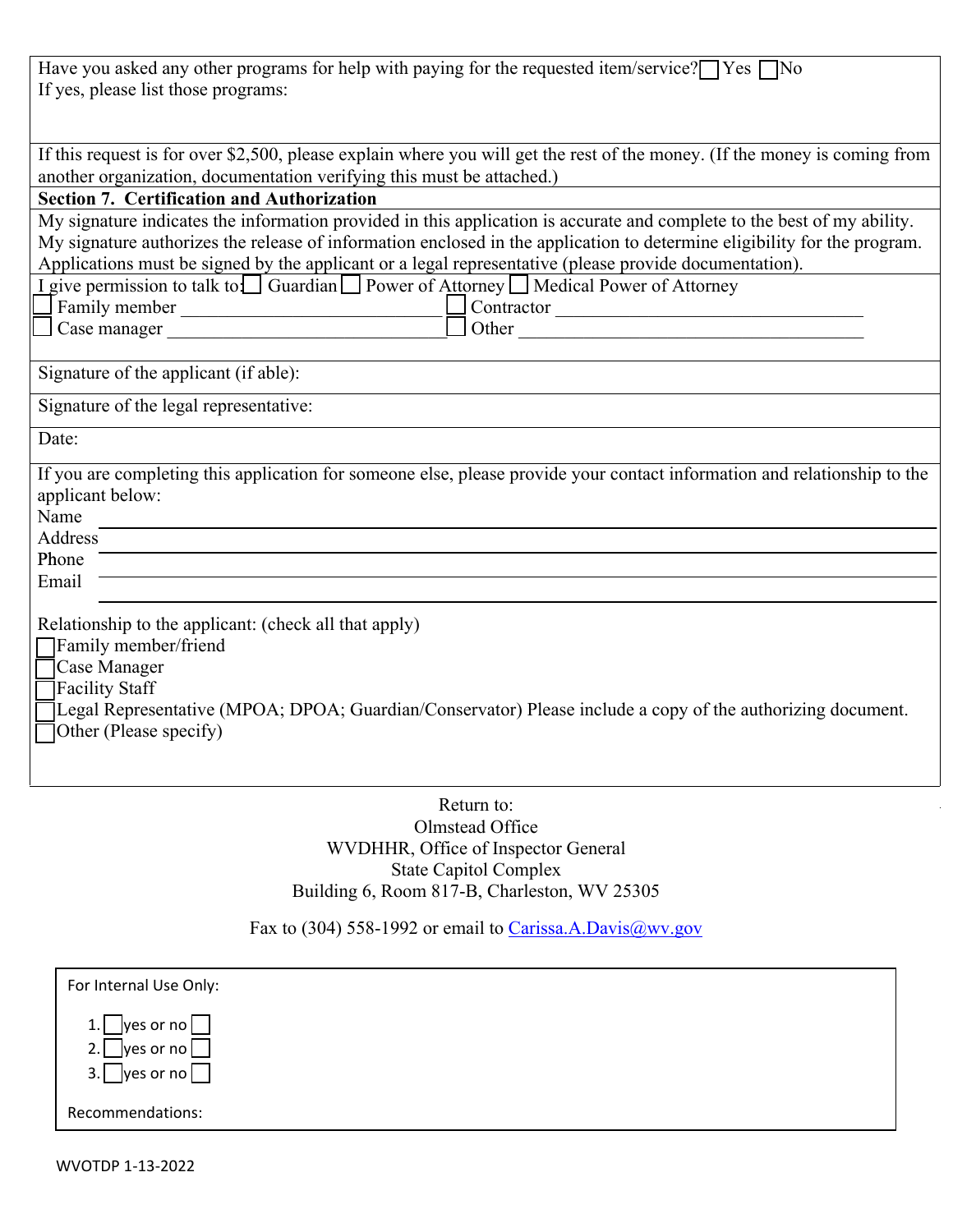Have you asked any other programs for help with paying for the requested item/service? ☐ Yes ☐ No
If yes, please list those programs:

If this request is for over $2,500, please explain where you will get the rest of the money. (If the money is coming from another organization, documentation verifying this must be attached.)

**Section 7. Certification and Authorization**

My signature indicates the information provided in this application is accurate and complete to the best of my ability. My signature authorizes the release of information enclosed in the application to determine eligibility for the program. Applications must be signed by the applicant or a legal representative (please provide documentation).

I give permission to talk to: ☐ Guardian ☐ Power of Attorney ☐ Medical Power of Attorney
☐ Family member ____________________________ ☐ Contractor ________________________________
☐ Case manager ____________________________ ☐ Other ____________________________________

Signature of the applicant (if able):

Signature of the legal representative:

Date:

If you are completing this application for someone else, please provide your contact information and relationship to the applicant below:
Name ____________________________________________
Address ____________________________________________
Phone ____________________________________________
Email ____________________________________________

Relationship to the applicant: (check all that apply)
☐ Family member/friend
☐ Case Manager
☐ Facility Staff
☐ Legal Representative (MPOA; DPOA; Guardian/Conservator) Please include a copy of the authorizing document.
☐ Other (Please specify)

Return to:
Olmstead Office
WVDHHR, Office of Inspector General
State Capitol Complex
Building 6, Room 817-B, Charleston, WV 25305

Fax to (304) 558-1992 or email to Carissa.A.Davis@wv.gov

For Internal Use Only:

1. ☐ yes or no ☐
2. ☐ yes or no ☐
3. ☐ yes or no ☐

Recommendations:

WVOTDP 1-13-2022